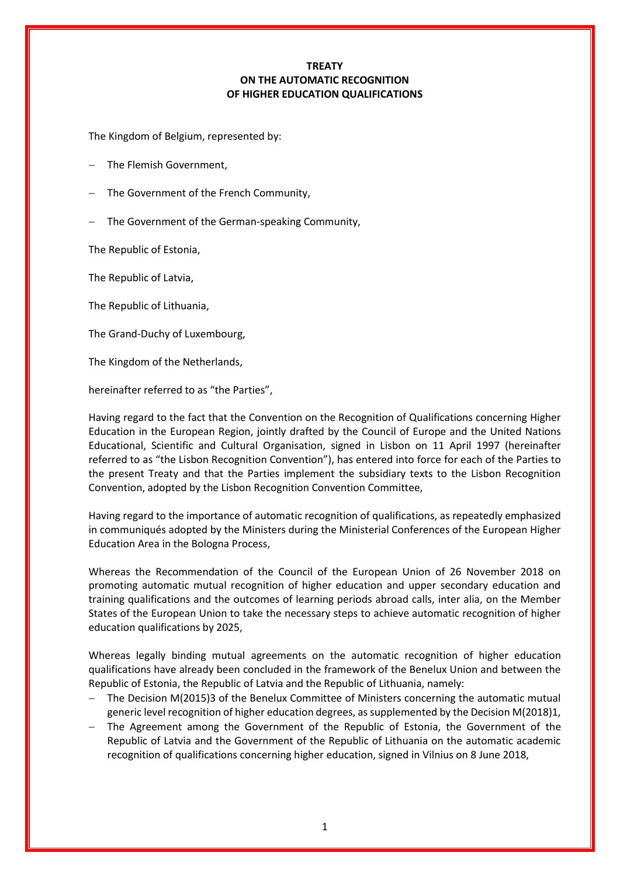# TREATY
# ON THE AUTOMATIC RECOGNITION
# OF HIGHER EDUCATION QUALIFICATIONS

The Kingdom of Belgium, represented by:

- The Flemish Government,
- The Government of the French Community,
- The Government of the German-speaking Community,

The Republic of Estonia,

The Republic of Latvia,

The Republic of Lithuania,

The Grand-Duchy of Luxembourg,

The Kingdom of the Netherlands,

hereinafter referred to as “the Parties”,

Having regard to the fact that the Convention on the Recognition of Qualifications concerning Higher Education in the European Region, jointly drafted by the Council of Europe and the United Nations Educational, Scientific and Cultural Organisation, signed in Lisbon on 11 April 1997 (hereinafter referred to as “the Lisbon Recognition Convention”), has entered into force for each of the Parties to the present Treaty and that the Parties implement the subsidiary texts to the Lisbon Recognition Convention, adopted by the Lisbon Recognition Convention Committee,

Having regard to the importance of automatic recognition of qualifications, as repeatedly emphasized in communiqués adopted by the Ministers during the Ministerial Conferences of the European Higher Education Area in the Bologna Process,

Whereas the Recommendation of the Council of the European Union of 26 November 2018 on promoting automatic mutual recognition of higher education and upper secondary education and training qualifications and the outcomes of learning periods abroad calls, inter alia, on the Member States of the European Union to take the necessary steps to achieve automatic recognition of higher education qualifications by 2025,

Whereas legally binding mutual agreements on the automatic recognition of higher education qualifications have already been concluded in the framework of the Benelux Union and between the Republic of Estonia, the Republic of Latvia and the Republic of Lithuania, namely:

- The Decision M(2015)3 of the Benelux Committee of Ministers concerning the automatic mutual generic level recognition of higher education degrees, as supplemented by the Decision M(2018)1,
- The Agreement among the Government of the Republic of Estonia, the Government of the Republic of Latvia and the Government of the Republic of Lithuania on the automatic academic recognition of qualifications concerning higher education, signed in Vilnius on 8 June 2018,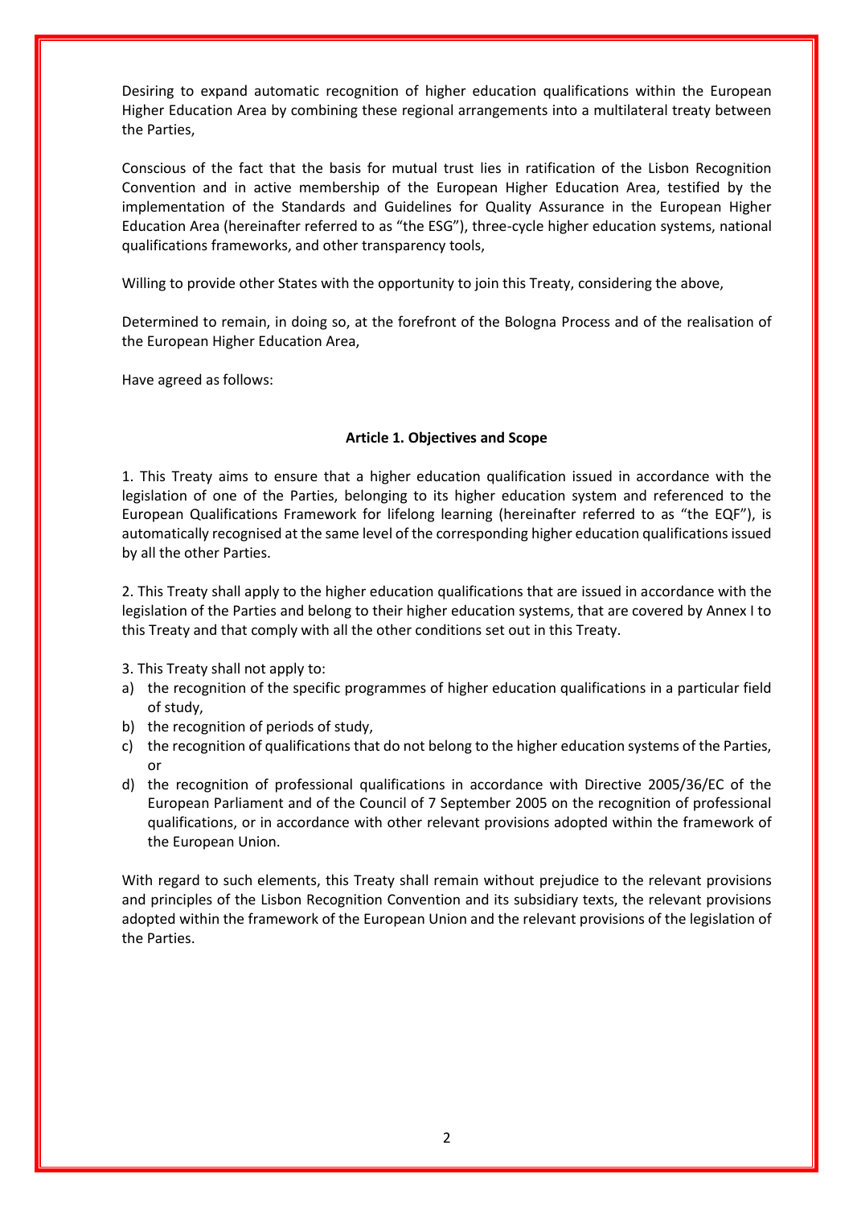Desiring to expand automatic recognition of higher education qualifications within the European Higher Education Area by combining these regional arrangements into a multilateral treaty between the Parties,

Conscious of the fact that the basis for mutual trust lies in ratification of the Lisbon Recognition Convention and in active membership of the European Higher Education Area, testified by the implementation of the Standards and Guidelines for Quality Assurance in the European Higher Education Area (hereinafter referred to as "the ESG"), three-cycle higher education systems, national qualifications frameworks, and other transparency tools,

Willing to provide other States with the opportunity to join this Treaty, considering the above,

Determined to remain, in doing so, at the forefront of the Bologna Process and of the realisation of the European Higher Education Area,

Have agreed as follows:

### Article 1. Objectives and Scope

1. This Treaty aims to ensure that a higher education qualification issued in accordance with the legislation of one of the Parties, belonging to its higher education system and referenced to the European Qualifications Framework for lifelong learning (hereinafter referred to as "the EQF"), is automatically recognised at the same level of the corresponding higher education qualifications issued by all the other Parties.

2. This Treaty shall apply to the higher education qualifications that are issued in accordance with the legislation of the Parties and belong to their higher education systems, that are covered by Annex I to this Treaty and that comply with all the other conditions set out in this Treaty.

3. This Treaty shall not apply to:

a) the recognition of the specific programmes of higher education qualifications in a particular field of study,
b) the recognition of periods of study,
c) the recognition of qualifications that do not belong to the higher education systems of the Parties, or
d) the recognition of professional qualifications in accordance with Directive 2005/36/EC of the European Parliament and of the Council of 7 September 2005 on the recognition of professional qualifications, or in accordance with other relevant provisions adopted within the framework of the European Union.

With regard to such elements, this Treaty shall remain without prejudice to the relevant provisions and principles of the Lisbon Recognition Convention and its subsidiary texts, the relevant provisions adopted within the framework of the European Union and the relevant provisions of the legislation of the Parties.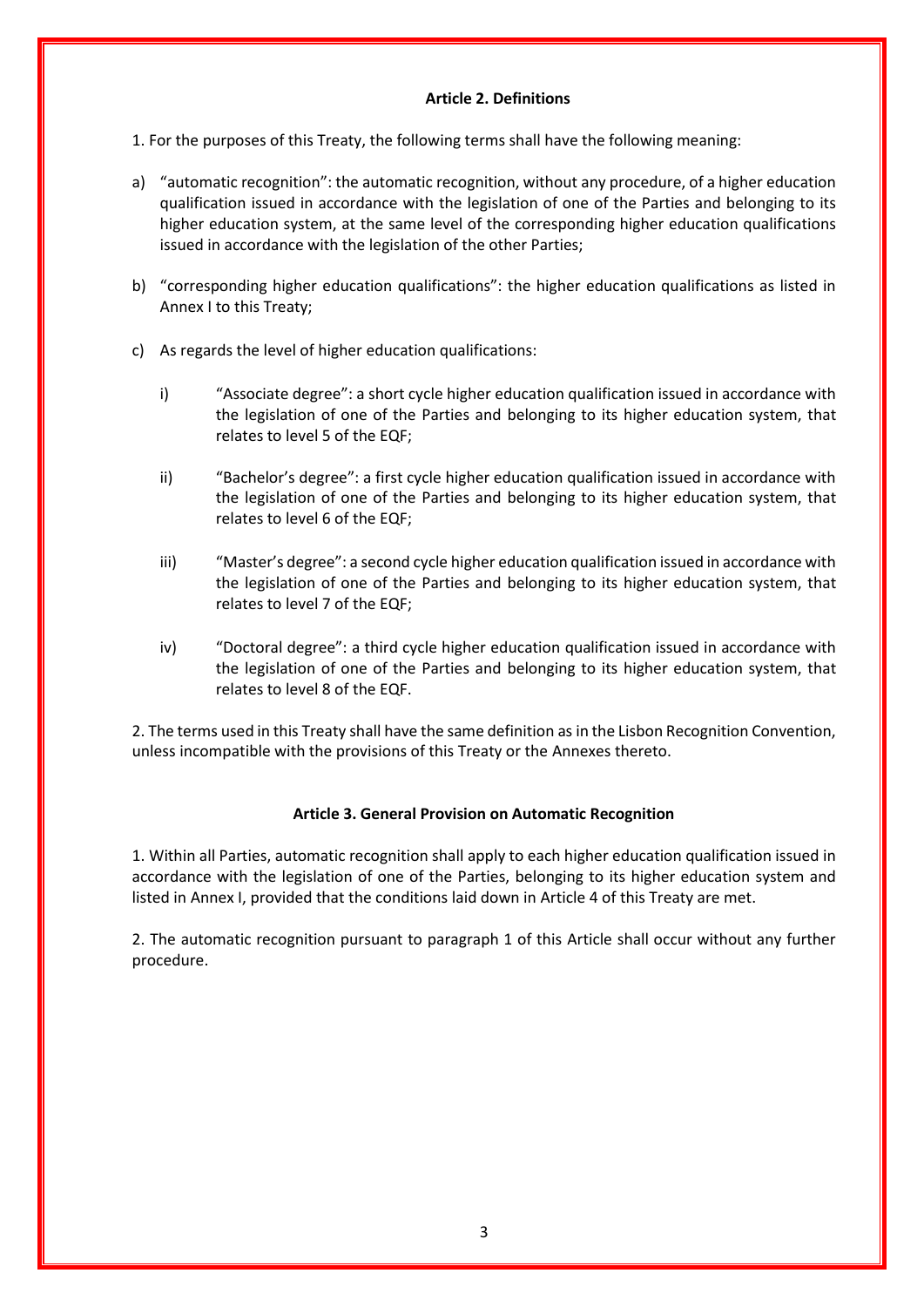### Article 2. Definitions

1. For the purposes of this Treaty, the following terms shall have the following meaning:

a) “automatic recognition”: the automatic recognition, without any procedure, of a higher education qualification issued in accordance with the legislation of one of the Parties and belonging to its higher education system, at the same level of the corresponding higher education qualifications issued in accordance with the legislation of the other Parties;

b) “corresponding higher education qualifications”: the higher education qualifications as listed in Annex I to this Treaty;

c) As regards the level of higher education qualifications:

   i) “Associate degree”: a short cycle higher education qualification issued in accordance with the legislation of one of the Parties and belonging to its higher education system, that relates to level 5 of the EQF;

   ii) “Bachelor’s degree”: a first cycle higher education qualification issued in accordance with the legislation of one of the Parties and belonging to its higher education system, that relates to level 6 of the EQF;

   iii) “Master’s degree”: a second cycle higher education qualification issued in accordance with the legislation of one of the Parties and belonging to its higher education system, that relates to level 7 of the EQF;

   iv) “Doctoral degree”: a third cycle higher education qualification issued in accordance with the legislation of one of the Parties and belonging to its higher education system, that relates to level 8 of the EQF.

2. The terms used in this Treaty shall have the same definition as in the Lisbon Recognition Convention, unless incompatible with the provisions of this Treaty or the Annexes thereto.

### Article 3. General Provision on Automatic Recognition

1. Within all Parties, automatic recognition shall apply to each higher education qualification issued in accordance with the legislation of one of the Parties, belonging to its higher education system and listed in Annex I, provided that the conditions laid down in Article 4 of this Treaty are met.

2. The automatic recognition pursuant to paragraph 1 of this Article shall occur without any further procedure.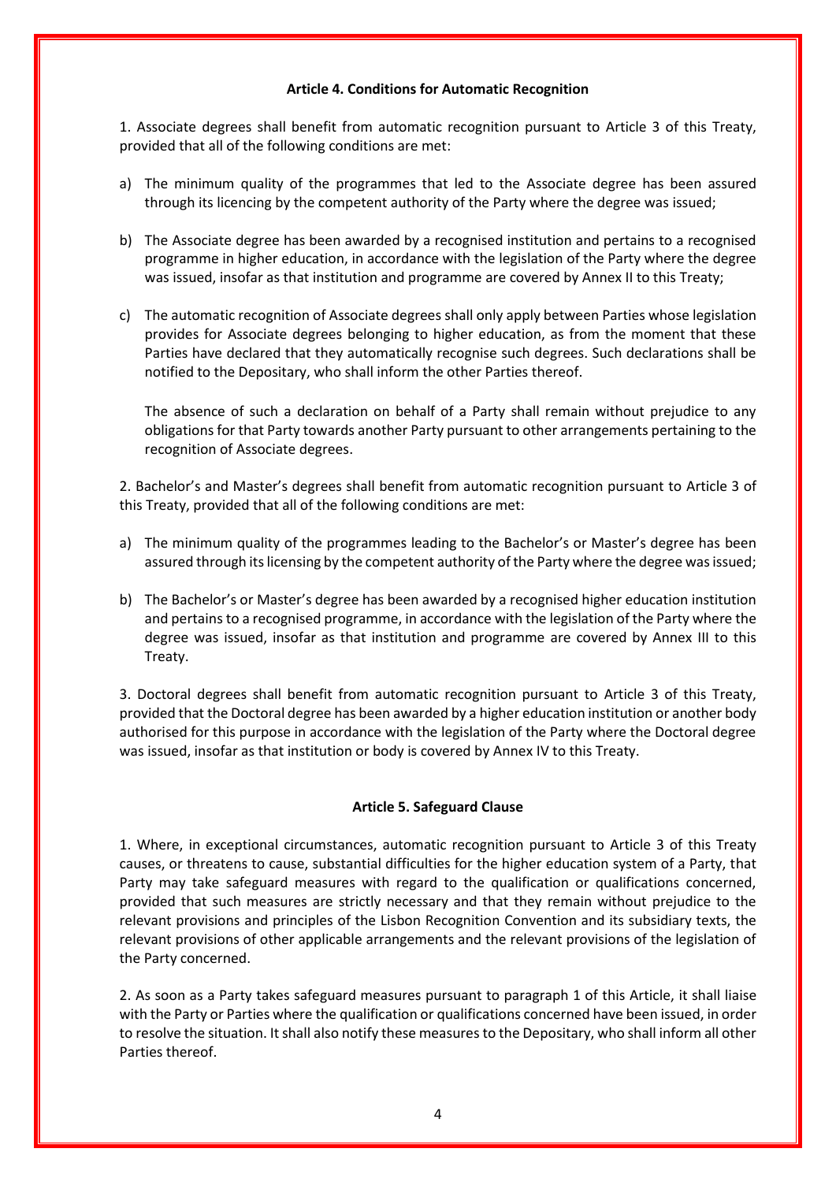### Article 4. Conditions for Automatic Recognition

1. Associate degrees shall benefit from automatic recognition pursuant to Article 3 of this Treaty, provided that all of the following conditions are met:

a) The minimum quality of the programmes that led to the Associate degree has been assured through its licencing by the competent authority of the Party where the degree was issued;

b) The Associate degree has been awarded by a recognised institution and pertains to a recognised programme in higher education, in accordance with the legislation of the Party where the degree was issued, insofar as that institution and programme are covered by Annex II to this Treaty;

c) The automatic recognition of Associate degrees shall only apply between Parties whose legislation provides for Associate degrees belonging to higher education, as from the moment that these Parties have declared that they automatically recognise such degrees. Such declarations shall be notified to the Depositary, who shall inform the other Parties thereof.

   The absence of such a declaration on behalf of a Party shall remain without prejudice to any obligations for that Party towards another Party pursuant to other arrangements pertaining to the recognition of Associate degrees.

2. Bachelor's and Master's degrees shall benefit from automatic recognition pursuant to Article 3 of this Treaty, provided that all of the following conditions are met:

a) The minimum quality of the programmes leading to the Bachelor's or Master's degree has been assured through its licensing by the competent authority of the Party where the degree was issued;

b) The Bachelor's or Master's degree has been awarded by a recognised higher education institution and pertains to a recognised programme, in accordance with the legislation of the Party where the degree was issued, insofar as that institution and programme are covered by Annex III to this Treaty.

3. Doctoral degrees shall benefit from automatic recognition pursuant to Article 3 of this Treaty, provided that the Doctoral degree has been awarded by a higher education institution or another body authorised for this purpose in accordance with the legislation of the Party where the Doctoral degree was issued, insofar as that institution or body is covered by Annex IV to this Treaty.

### Article 5. Safeguard Clause

1. Where, in exceptional circumstances, automatic recognition pursuant to Article 3 of this Treaty causes, or threatens to cause, substantial difficulties for the higher education system of a Party, that Party may take safeguard measures with regard to the qualification or qualifications concerned, provided that such measures are strictly necessary and that they remain without prejudice to the relevant provisions and principles of the Lisbon Recognition Convention and its subsidiary texts, the relevant provisions of other applicable arrangements and the relevant provisions of the legislation of the Party concerned.

2. As soon as a Party takes safeguard measures pursuant to paragraph 1 of this Article, it shall liaise with the Party or Parties where the qualification or qualifications concerned have been issued, in order to resolve the situation. It shall also notify these measures to the Depositary, who shall inform all other Parties thereof.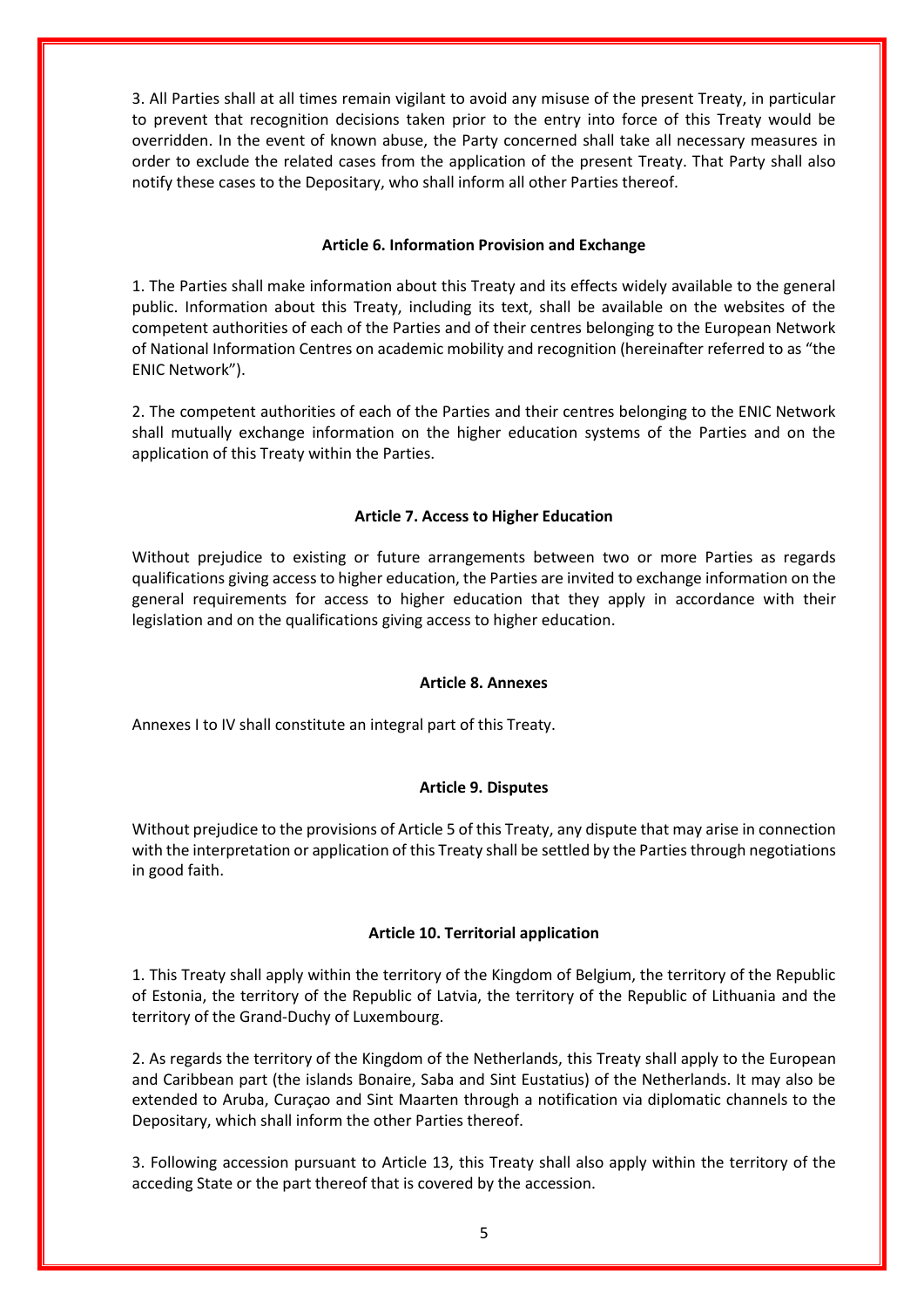3. All Parties shall at all times remain vigilant to avoid any misuse of the present Treaty, in particular to prevent that recognition decisions taken prior to the entry into force of this Treaty would be overridden. In the event of known abuse, the Party concerned shall take all necessary measures in order to exclude the related cases from the application of the present Treaty. That Party shall also notify these cases to the Depositary, who shall inform all other Parties thereof.

### Article 6. Information Provision and Exchange

1. The Parties shall make information about this Treaty and its effects widely available to the general public. Information about this Treaty, including its text, shall be available on the websites of the competent authorities of each of the Parties and of their centres belonging to the European Network of National Information Centres on academic mobility and recognition (hereinafter referred to as "the ENIC Network").

2. The competent authorities of each of the Parties and their centres belonging to the ENIC Network shall mutually exchange information on the higher education systems of the Parties and on the application of this Treaty within the Parties.

### Article 7. Access to Higher Education

Without prejudice to existing or future arrangements between two or more Parties as regards qualifications giving access to higher education, the Parties are invited to exchange information on the general requirements for access to higher education that they apply in accordance with their legislation and on the qualifications giving access to higher education.

### Article 8. Annexes

Annexes I to IV shall constitute an integral part of this Treaty.

### Article 9. Disputes

Without prejudice to the provisions of Article 5 of this Treaty, any dispute that may arise in connection with the interpretation or application of this Treaty shall be settled by the Parties through negotiations in good faith.

### Article 10. Territorial application

1. This Treaty shall apply within the territory of the Kingdom of Belgium, the territory of the Republic of Estonia, the territory of the Republic of Latvia, the territory of the Republic of Lithuania and the territory of the Grand-Duchy of Luxembourg.

2. As regards the territory of the Kingdom of the Netherlands, this Treaty shall apply to the European and Caribbean part (the islands Bonaire, Saba and Sint Eustatius) of the Netherlands. It may also be extended to Aruba, Curaçao and Sint Maarten through a notification via diplomatic channels to the Depositary, which shall inform the other Parties thereof.

3. Following accession pursuant to Article 13, this Treaty shall also apply within the territory of the acceding State or the part thereof that is covered by the accession.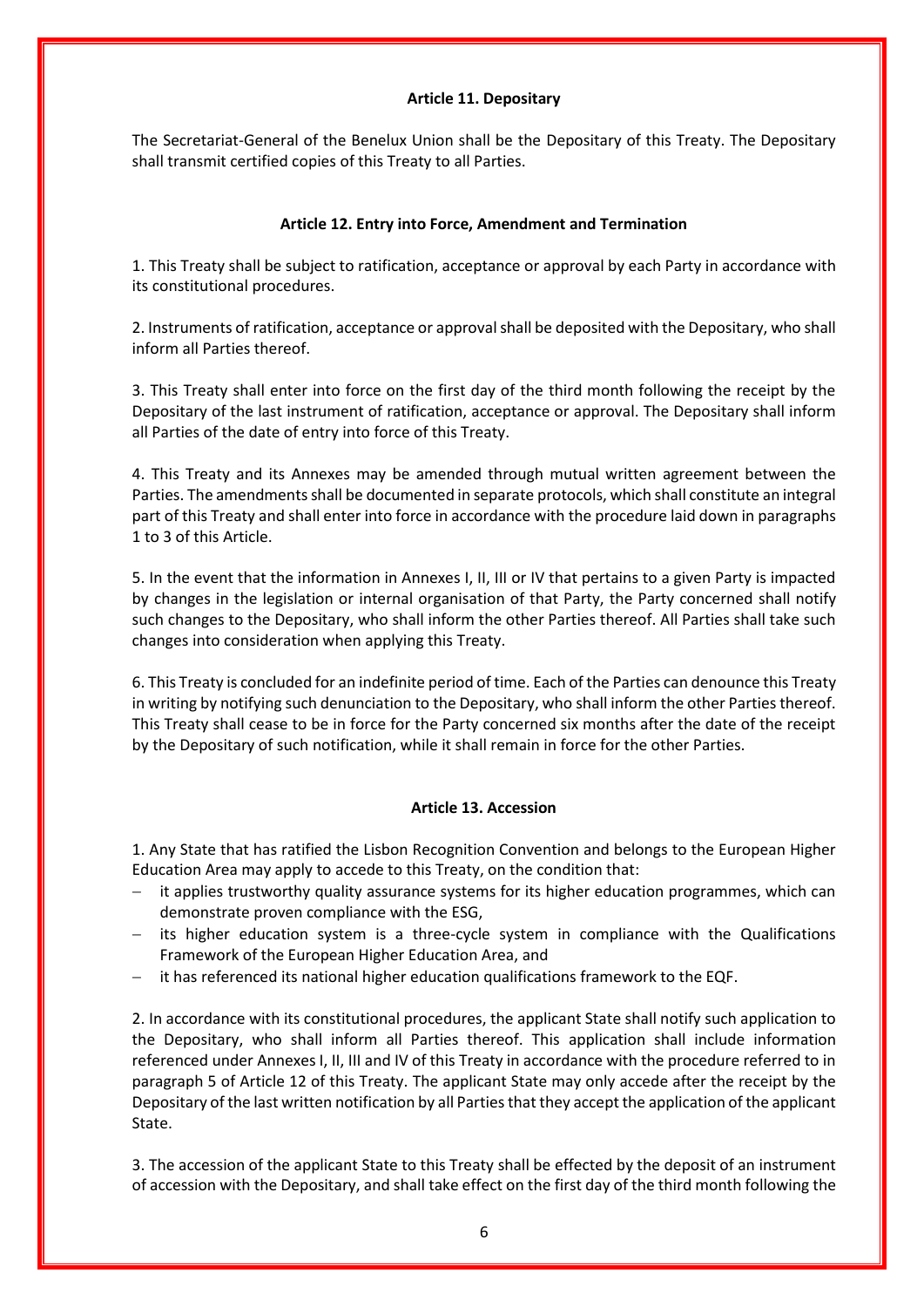### Article 11. Depositary

The Secretariat-General of the Benelux Union shall be the Depositary of this Treaty. The Depositary shall transmit certified copies of this Treaty to all Parties.

### Article 12. Entry into Force, Amendment and Termination

1. This Treaty shall be subject to ratification, acceptance or approval by each Party in accordance with its constitutional procedures.

2. Instruments of ratification, acceptance or approval shall be deposited with the Depositary, who shall inform all Parties thereof.

3. This Treaty shall enter into force on the first day of the third month following the receipt by the Depositary of the last instrument of ratification, acceptance or approval. The Depositary shall inform all Parties of the date of entry into force of this Treaty.

4. This Treaty and its Annexes may be amended through mutual written agreement between the Parties. The amendments shall be documented in separate protocols, which shall constitute an integral part of this Treaty and shall enter into force in accordance with the procedure laid down in paragraphs 1 to 3 of this Article.

5. In the event that the information in Annexes I, II, III or IV that pertains to a given Party is impacted by changes in the legislation or internal organisation of that Party, the Party concerned shall notify such changes to the Depositary, who shall inform the other Parties thereof. All Parties shall take such changes into consideration when applying this Treaty.

6. This Treaty is concluded for an indefinite period of time. Each of the Parties can denounce this Treaty in writing by notifying such denunciation to the Depositary, who shall inform the other Parties thereof. This Treaty shall cease to be in force for the Party concerned six months after the date of the receipt by the Depositary of such notification, while it shall remain in force for the other Parties.

### Article 13. Accession

1. Any State that has ratified the Lisbon Recognition Convention and belongs to the European Higher Education Area may apply to accede to this Treaty, on the condition that:
   - it applies trustworthy quality assurance systems for its higher education programmes, which can demonstrate proven compliance with the ESG,
   - its higher education system is a three-cycle system in compliance with the Qualifications Framework of the European Higher Education Area, and
   - it has referenced its national higher education qualifications framework to the EQF.

2. In accordance with its constitutional procedures, the applicant State shall notify such application to the Depositary, who shall inform all Parties thereof. This application shall include information referenced under Annexes I, II, III and IV of this Treaty in accordance with the procedure referred to in paragraph 5 of Article 12 of this Treaty. The applicant State may only accede after the receipt by the Depositary of the last written notification by all Parties that they accept the application of the applicant State.

3. The accession of the applicant State to this Treaty shall be effected by the deposit of an instrument of accession with the Depositary, and shall take effect on the first day of the third month following the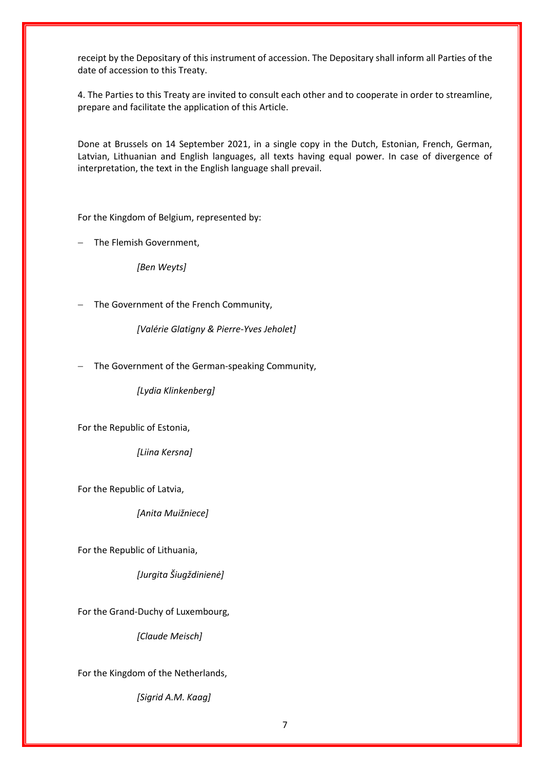receipt by the Depositary of this instrument of accession. The Depositary shall inform all Parties of the date of accession to this Treaty.

4. The Parties to this Treaty are invited to consult each other and to cooperate in order to streamline, prepare and facilitate the application of this Article.

Done at Brussels on 14 September 2021, in a single copy in the Dutch, Estonian, French, German, Latvian, Lithuanian and English languages, all texts having equal power. In case of divergence of interpretation, the text in the English language shall prevail.

For the Kingdom of Belgium, represented by:

- The Flemish Government,

  *[Ben Weyts]*

- The Government of the French Community,

  *[Valérie Glatigny & Pierre-Yves Jeholet]*

- The Government of the German-speaking Community,

  *[Lydia Klinkenberg]*

For the Republic of Estonia,

*[Liina Kersna]*

For the Republic of Latvia,

*[Anita Muižniece]*

For the Republic of Lithuania,

*[Jurgita Šiugždinienė]*

For the Grand-Duchy of Luxembourg,

*[Claude Meisch]*

For the Kingdom of the Netherlands,

*[Sigrid A.M. Kaag]*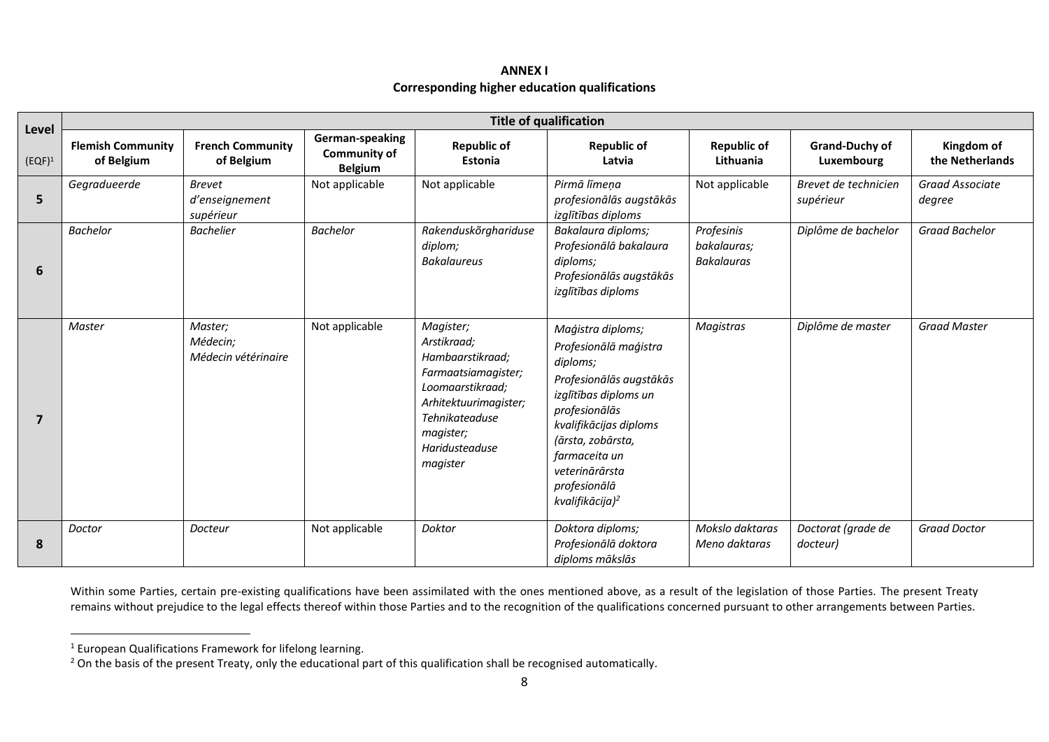**ANNEX I**
**Corresponding higher education qualifications**

| Level (EQF)[1] | Title of qualification | | | | | | | |
|---|---|---|---|---|---|---|---|---|
| | **Flemish Community of Belgium** | **French Community of Belgium** | **German-speaking Community of Belgium** | **Republic of Estonia** | **Republic of Latvia** | **Republic of Lithuania** | **Grand-Duchy of Luxembourg** | **Kingdom of the Netherlands** |
| **5** | *Gegradueerde* | *Brevet d'enseignement supérieur* | Not applicable | Not applicable | *Pirmā līmeņa profesionālās augstākās izglītības diploms* | Not applicable | *Brevet de technicien supérieur* | *Graad Associate degree* |
| **6** | *Bachelor* | *Bachelier* | *Bachelor* | *Rakenduskõrghariduse diplom; Bakalaureus* | *Bakalaura diploms; Profesionālā bakalaura diploms; Profesionālās augstākās izglītības diploms* | *Profesinis bakalauras; Bakalauras* | *Diplôme de bachelor* | *Graad Bachelor* |
| **7** | *Master* | *Master; Médecin; Médecin vétérinaire* | Not applicable | *Magister; Arstikraad; Hambaarstikraad; Farmaatsiamagister; Loomaarstikraad; Arhitektuurimagister; Tehnikateaduse magister; Haridusteaduse magister* | *Maģistra diploms; Profesionālā maģistra diploms; Profesionālās augstākās izglītības diploms un profesionālās kvalifikācijas diploms (ārsta, zobārsta, farmaceita un veterinārārsta profesionālā kvalifikācija)*[2] | *Magistras* | *Diplôme de master* | *Graad Master* |
| **8** | *Doctor* | *Docteur* | Not applicable | *Doktor* | *Doktora diploms; Profesionālā doktora diploms mākslās* | *Mokslo daktaras Meno daktaras* | *Doctorat (grade de docteur)* | *Graad Doctor* |

Within some Parties, certain pre-existing qualifications have been assimilated with the ones mentioned above, as a result of the legislation of those Parties. The present Treaty remains without prejudice to the legal effects thereof within those Parties and to the recognition of the qualifications concerned pursuant to other arrangements between Parties.

---

[1] European Qualifications Framework for lifelong learning.

[2] On the basis of the present Treaty, only the educational part of this qualification shall be recognised automatically.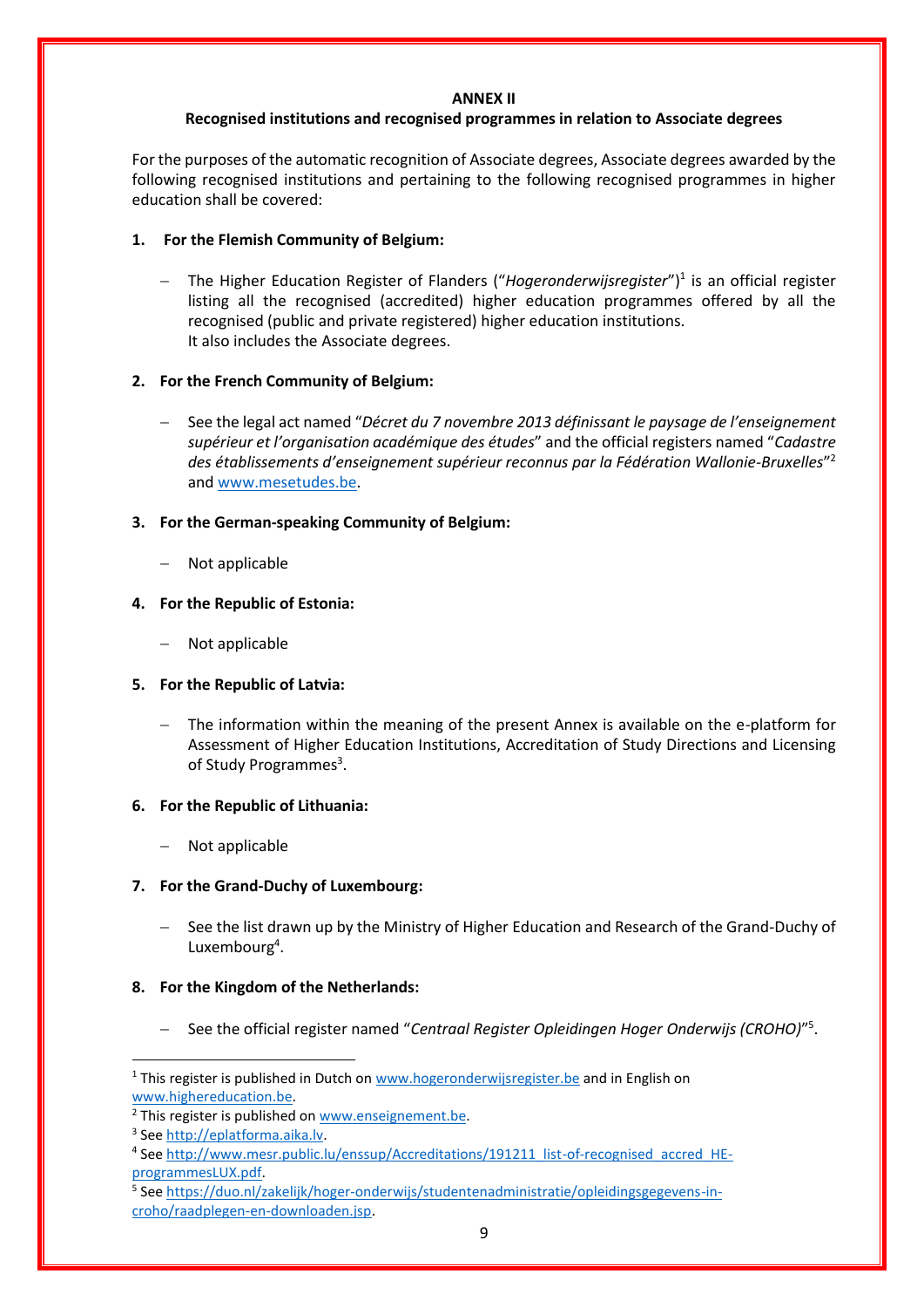**ANNEX II**

**Recognised institutions and recognised programmes in relation to Associate degrees**

For the purposes of the automatic recognition of Associate degrees, Associate degrees awarded by the following recognised institutions and pertaining to the following recognised programmes in higher education shall be covered:

**1. For the Flemish Community of Belgium:**

- The Higher Education Register of Flanders ("*Hogeronderwijsregister*")[1] is an official register listing all the recognised (accredited) higher education programmes offered by all the recognised (public and private registered) higher education institutions.
  It also includes the Associate degrees.

**2. For the French Community of Belgium:**

- See the legal act named "*Décret du 7 novembre 2013 définissant le paysage de l'enseignement supérieur et l'organisation académique des études*" and the official registers named "*Cadastre des établissements d'enseignement supérieur reconnus par la Fédération Wallonie-Bruxelles*"[2] and [www.mesetudes.be](www.mesetudes.be).

**3. For the German-speaking Community of Belgium:**

- Not applicable

**4. For the Republic of Estonia:**

- Not applicable

**5. For the Republic of Latvia:**

- The information within the meaning of the present Annex is available on the e-platform for Assessment of Higher Education Institutions, Accreditation of Study Directions and Licensing of Study Programmes[3].

**6. For the Republic of Lithuania:**

- Not applicable

**7. For the Grand-Duchy of Luxembourg:**

- See the list drawn up by the Ministry of Higher Education and Research of the Grand-Duchy of Luxembourg[4].

**8. For the Kingdom of the Netherlands:**

- See the official register named "*Centraal Register Opleidingen Hoger Onderwijs (CROHO)*"[5].

---

[1] This register is published in Dutch on [www.hogeronderwijsregister.be](www.hogeronderwijsregister.be) and in English on [www.highereducation.be](www.highereducation.be).

[2] This register is published on [www.enseignement.be](www.enseignement.be).

[3] See [http://eplatforma.aika.lv](http://eplatforma.aika.lv).

[4] See [http://www.mesr.public.lu/enssup/Accreditations/191211_list-of-recognised_accred_HE-programmesLUX.pdf](http://www.mesr.public.lu/enssup/Accreditations/191211_list-of-recognised_accred_HE-programmesLUX.pdf).

[5] See [https://duo.nl/zakelijk/hoger-onderwijs/studentenadministratie/opleidingsgegevens-in-croho/raadplegen-en-downloaden.jsp](https://duo.nl/zakelijk/hoger-onderwijs/studentenadministratie/opleidingsgegevens-in-croho/raadplegen-en-downloaden.jsp).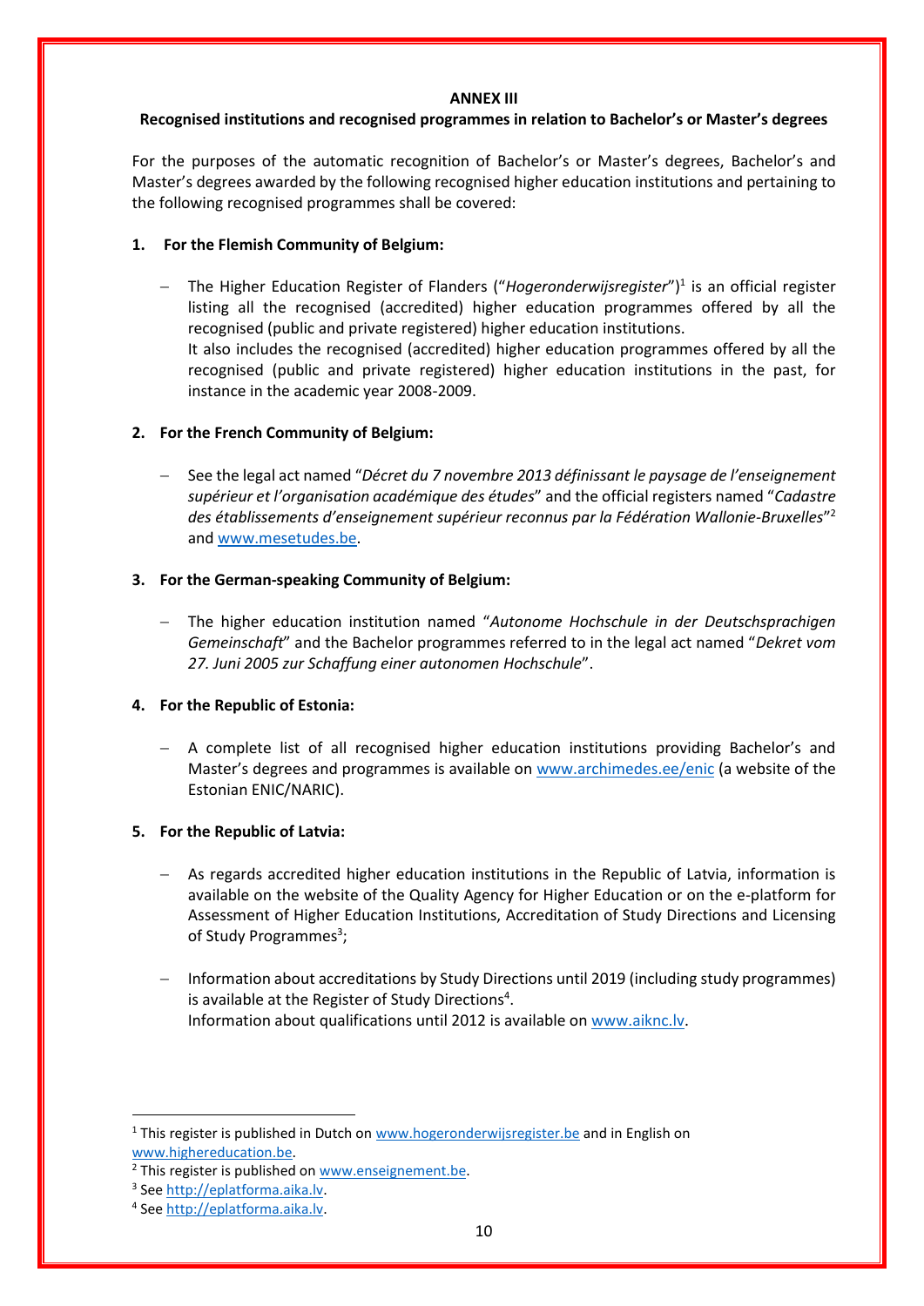**ANNEX III**

**Recognised institutions and recognised programmes in relation to Bachelor's or Master's degrees**

For the purposes of the automatic recognition of Bachelor's or Master's degrees, Bachelor's and Master's degrees awarded by the following recognised higher education institutions and pertaining to the following recognised programmes shall be covered:

**1. For the Flemish Community of Belgium:**

- The Higher Education Register of Flanders ("*Hogeronderwijsregister*")[1] is an official register listing all the recognised (accredited) higher education programmes offered by all the recognised (public and private registered) higher education institutions.
  It also includes the recognised (accredited) higher education programmes offered by all the recognised (public and private registered) higher education institutions in the past, for instance in the academic year 2008-2009.

**2. For the French Community of Belgium:**

- See the legal act named "*Décret du 7 novembre 2013 définissant le paysage de l'enseignement supérieur et l'organisation académique des études*" and the official registers named "*Cadastre des établissements d'enseignement supérieur reconnus par la Fédération Wallonie-Bruxelles*"[2] and www.mesetudes.be.

**3. For the German-speaking Community of Belgium:**

- The higher education institution named "*Autonome Hochschule in der Deutschsprachigen Gemeinschaft*" and the Bachelor programmes referred to in the legal act named "*Dekret vom 27. Juni 2005 zur Schaffung einer autonomen Hochschule*".

**4. For the Republic of Estonia:**

- A complete list of all recognised higher education institutions providing Bachelor's and Master's degrees and programmes is available on www.archimedes.ee/enic (a website of the Estonian ENIC/NARIC).

**5. For the Republic of Latvia:**

- As regards accredited higher education institutions in the Republic of Latvia, information is available on the website of the Quality Agency for Higher Education or on the e-platform for Assessment of Higher Education Institutions, Accreditation of Study Directions and Licensing of Study Programmes[3];

- Information about accreditations by Study Directions until 2019 (including study programmes) is available at the Register of Study Directions[4].
  Information about qualifications until 2012 is available on www.aiknc.lv.

---

[1] This register is published in Dutch on www.hogeronderwijsregister.be and in English on www.highereducation.be.

[2] This register is published on www.enseignement.be.

[3] See http://eplatforma.aika.lv.

[4] See http://eplatforma.aika.lv.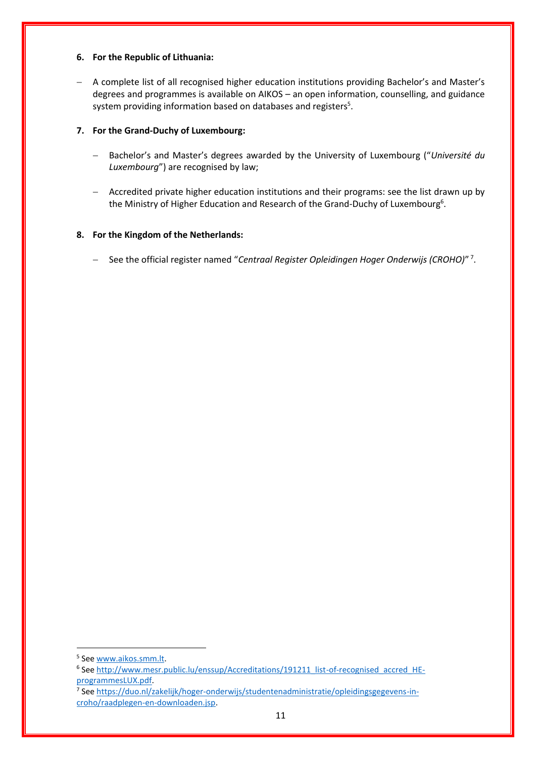**6. For the Republic of Lithuania:**

- A complete list of all recognised higher education institutions providing Bachelor's and Master's degrees and programmes is available on AIKOS – an open information, counselling, and guidance system providing information based on databases and registers[5].

**7. For the Grand-Duchy of Luxembourg:**

- Bachelor's and Master's degrees awarded by the University of Luxembourg ("*Université du Luxembourg*") are recognised by law;

- Accredited private higher education institutions and their programs: see the list drawn up by the Ministry of Higher Education and Research of the Grand-Duchy of Luxembourg[6].

**8. For the Kingdom of the Netherlands:**

- See the official register named "*Centraal Register Opleidingen Hoger Onderwijs (CROHO)*" [7].

---

[5] See www.aikos.smm.lt.

[6] See http://www.mesr.public.lu/enssup/Accreditations/191211_list-of-recognised_accred_HE-programmesLUX.pdf.

[7] See https://duo.nl/zakelijk/hoger-onderwijs/studentenadministratie/opleidingsgegevens-in-croho/raadplegen-en-downloaden.jsp.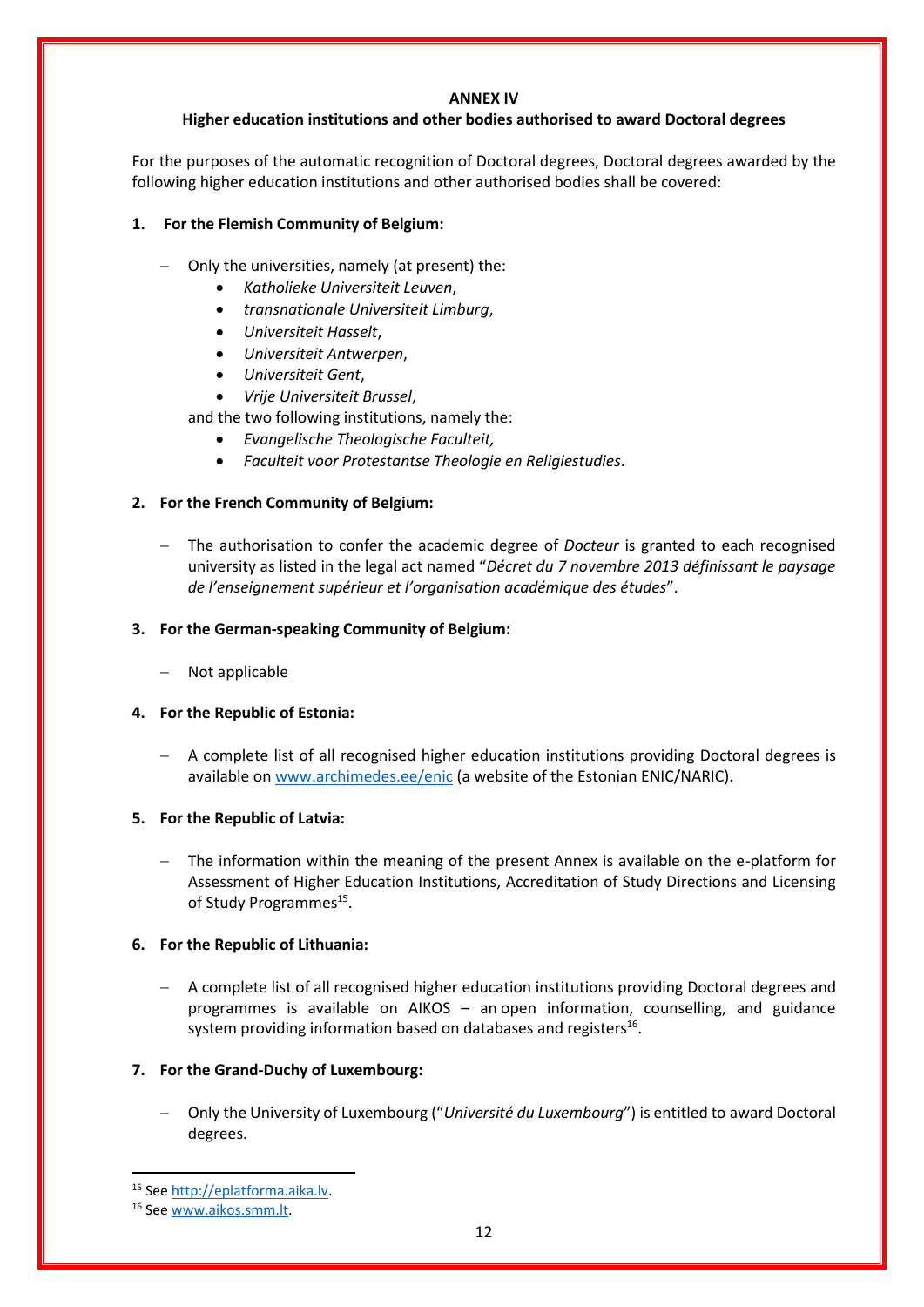**ANNEX IV**

**Higher education institutions and other bodies authorised to award Doctoral degrees**

For the purposes of the automatic recognition of Doctoral degrees, Doctoral degrees awarded by the following higher education institutions and other authorised bodies shall be covered:

**1. For the Flemish Community of Belgium:**

- Only the universities, namely (at present) the:
  - *Katholieke Universiteit Leuven*,
  - *transnationale Universiteit Limburg*,
  - *Universiteit Hasselt*,
  - *Universiteit Antwerpen*,
  - *Universiteit Gent*,
  - *Vrije Universiteit Brussel*,

  and the two following institutions, namely the:
  - *Evangelische Theologische Faculteit,*
  - *Faculteit voor Protestantse Theologie en Religiestudies*.

**2. For the French Community of Belgium:**

- The authorisation to confer the academic degree of *Docteur* is granted to each recognised university as listed in the legal act named "*Décret du 7 novembre 2013 définissant le paysage de l'enseignement supérieur et l'organisation académique des études*".

**3. For the German-speaking Community of Belgium:**

- Not applicable

**4. For the Republic of Estonia:**

- A complete list of all recognised higher education institutions providing Doctoral degrees is available on www.archimedes.ee/enic (a website of the Estonian ENIC/NARIC).

**5. For the Republic of Latvia:**

- The information within the meaning of the present Annex is available on the e-platform for Assessment of Higher Education Institutions, Accreditation of Study Directions and Licensing of Study Programmes[15].

**6. For the Republic of Lithuania:**

- A complete list of all recognised higher education institutions providing Doctoral degrees and programmes is available on AIKOS – an open information, counselling, and guidance system providing information based on databases and registers[16].

**7. For the Grand-Duchy of Luxembourg:**

- Only the University of Luxembourg ("*Université du Luxembourg*") is entitled to award Doctoral degrees.

---

[15] See http://eplatforma.aika.lv.

[16] See www.aikos.smm.lt.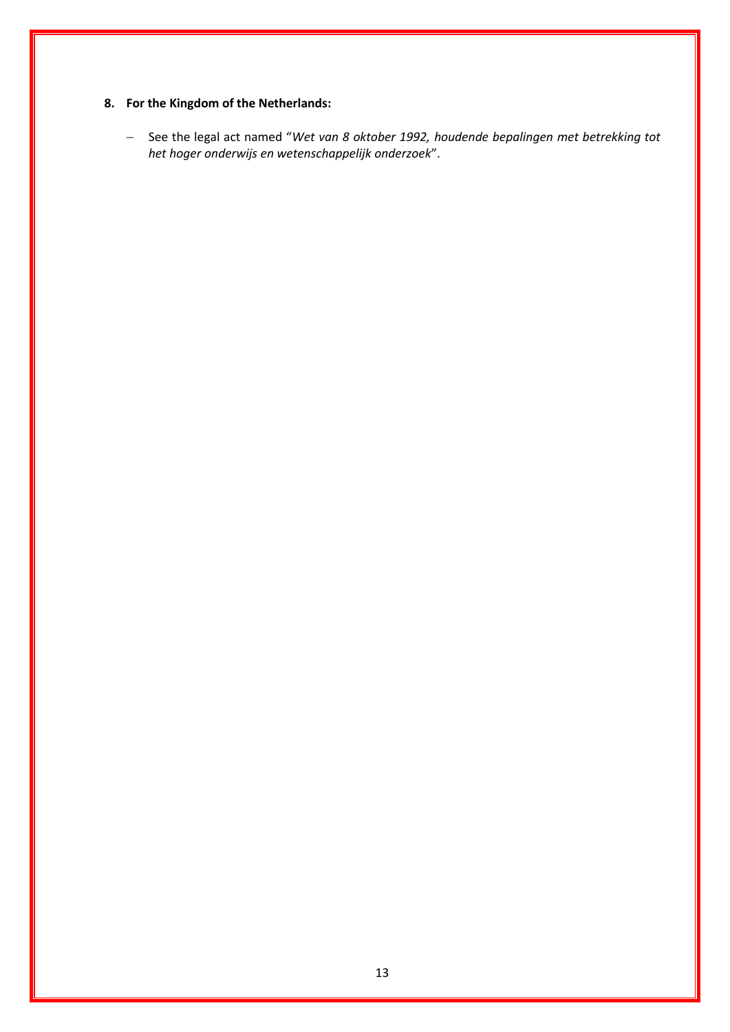8. **For the Kingdom of the Netherlands:**

   - See the legal act named "*Wet van 8 oktober 1992, houdende bepalingen met betrekking tot het hoger onderwijs en wetenschappelijk onderzoek*".